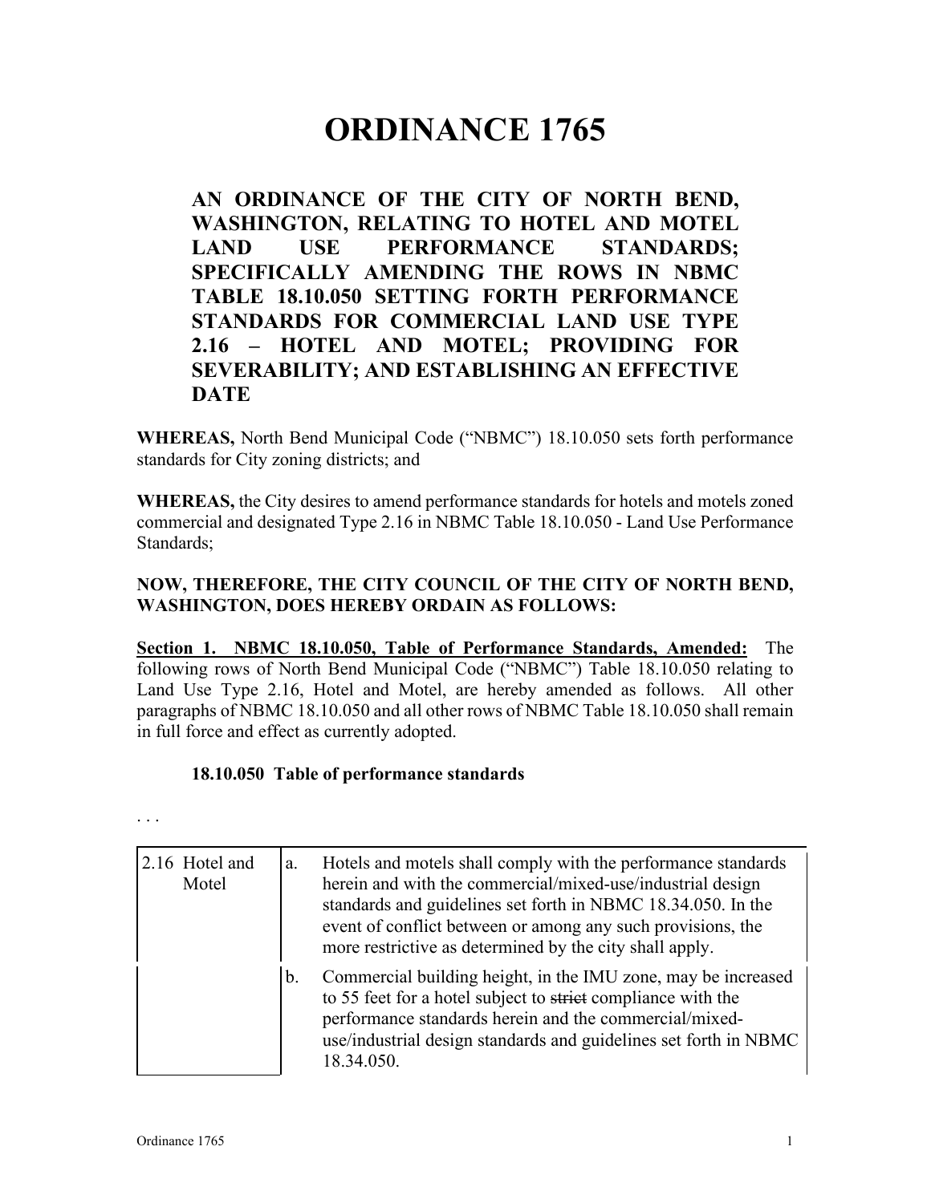# ORDINANCE 1765

**AN ORDINANCE OF THE CITY OF NORTH BEND, WASHINGTON, RELATING TO HOTEL AND MOTEL LAND USE PERFORMANCE STANDARDS; SPECIFICALLY AMENDING THE ROWS IN NBMC TABLE 18.10.050 SETTING FORTH PERFORMANCE STANDARDS FOR COMMERCIAL LAND USE TYPE 2.16 – HOTEL AND MOTEL; PROVIDING FOR SEVERABILITY; AND ESTABLISHING AN EFFECTIVE DATE**

**WHEREAS,** North Bend Municipal Code ("NBMC") 18.10.050 sets forth performance standards for City zoning districts; and

**WHEREAS,** the City desires to amend performance standards for hotels and motels zoned commercial and designated Type 2.16 in NBMC Table 18.10.050 - Land Use Performance Standards;

**NOW, THEREFORE, THE CITY COUNCIL OF THE CITY OF NORTH BEND, WASHINGTON, DOES HEREBY ORDAIN AS FOLLOWS:**

<u>**Section 1. NBMC 18.10.050, Table of Performance Standards, Amended:**</u> The following rows of North Bend Municipal Code ("NBMC") Table 18.10.050 relating to Land Use Type 2.16, Hotel and Motel, are hereby amended as follows. All other paragraphs of NBMC 18.10.050 and all other rows of NBMC Table 18.10.050 shall remain in full force and effect as currently adopted.

**18.10.050 Table of performance standards**

. . .

| | | |
|---|---|---|
| 2.16 Hotel and Motel | a. | Hotels and motels shall comply with the performance standards herein and with the commercial/mixed-use/industrial design standards and guidelines set forth in NBMC 18.34.050. In the event of conflict between or among any such provisions, the more restrictive as determined by the city shall apply. |
| | b. | Commercial building height, in the IMU zone, may be increased to 55 feet for a hotel subject to ~~strict~~ compliance with the performance standards herein and the commercial/mixed-use/industrial design standards and guidelines set forth in NBMC 18.34.050. |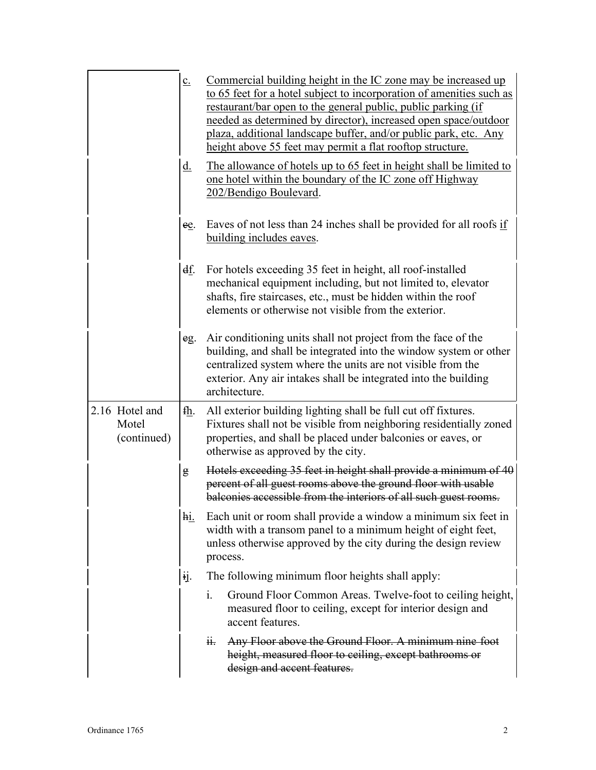| | | |
|---|---|---|
| | <u>c.</u> | <u>Commercial building height in the IC zone may be increased up to 65 feet for a hotel subject to incorporation of amenities such as restaurant/bar open to the general public, public parking (if needed as determined by director), increased open space/outdoor plaza, additional landscape buffer, and/or public park, etc. Any height above 55 feet may permit a flat rooftop structure.</u> |
| | <u>d.</u> | <u>The allowance of hotels up to 65 feet in height shall be limited to one hotel within the boundary of the IC zone off Highway 202/Bendigo Boulevard</u>. |
| | ~~c~~<u>e</u>. | Eaves of not less than 24 inches shall be provided for all roofs <u>if building includes eaves</u>. |
| | ~~d~~<u>f</u>. | For hotels exceeding 35 feet in height, all roof-installed mechanical equipment including, but not limited to, elevator shafts, fire staircases, etc., must be hidden within the roof elements or otherwise not visible from the exterior. |
| | ~~e~~<u>g</u>. | Air conditioning units shall not project from the face of the building, and shall be integrated into the window system or other centralized system where the units are not visible from the exterior. Any air intakes shall be integrated into the building architecture. |
| 2.16 Hotel and Motel (continued) | ~~f~~<u>h</u>. | All exterior building lighting shall be full cut off fixtures. Fixtures shall not be visible from neighboring residentially zoned properties, and shall be placed under balconies or eaves, or otherwise as approved by the city. |
| | ~~g~~ | ~~Hotels exceeding 35 feet in height shall provide a minimum of 40 percent of all guest rooms above the ground floor with usable balconies accessible from the interiors of all such guest rooms.~~ |
| | ~~h~~<u>i.</u> | Each unit or room shall provide a window a minimum six feet in width with a transom panel to a minimum height of eight feet, unless otherwise approved by the city during the design review process. |
| | ~~i~~<u>j</u>. | The following minimum floor heights shall apply: |
| | | i. Ground Floor Common Areas. Twelve-foot to ceiling height, measured floor to ceiling, except for interior design and accent features. |
| | | ~~ii. Any Floor above the Ground Floor. A minimum nine-foot height, measured floor to ceiling, except bathrooms or design and accent features.~~ |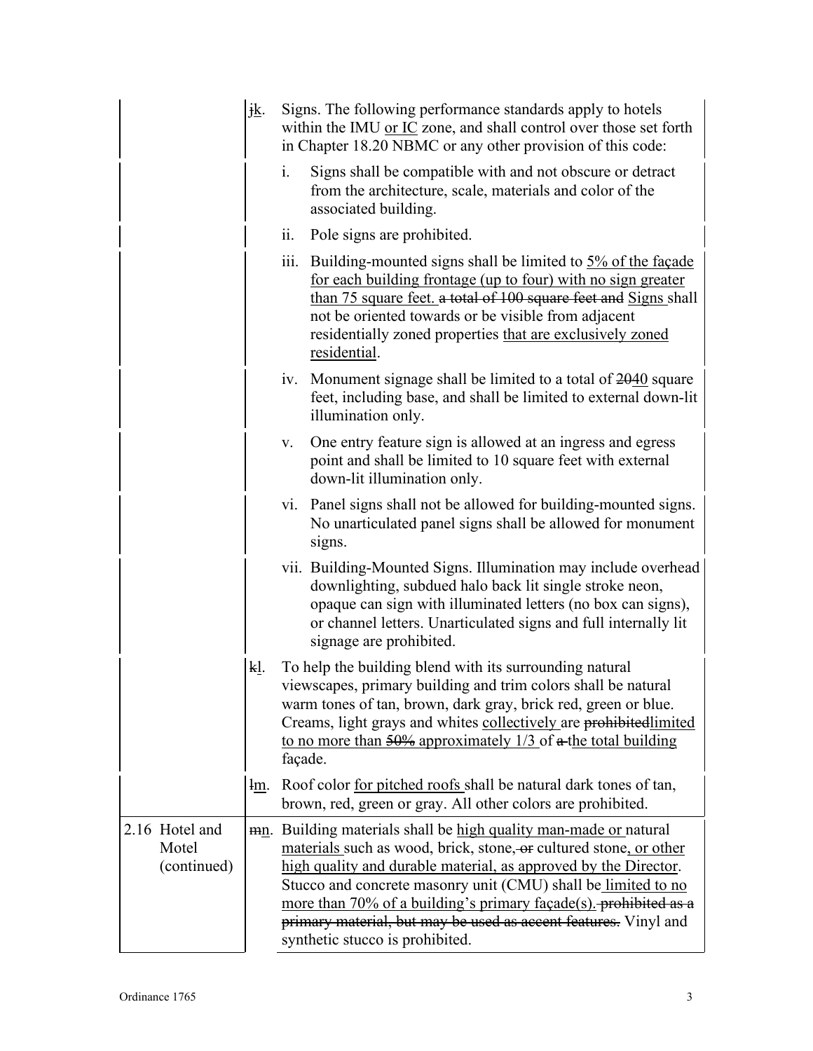~~j~~<u>k</u>. Signs. The following performance standards apply to hotels within the IMU <u>or IC</u> zone, and shall control over those set forth in Chapter 18.20 NBMC or any other provision of this code:

i. Signs shall be compatible with and not obscure or detract from the architecture, scale, materials and color of the associated building.

ii. Pole signs are prohibited.

iii. Building-mounted signs shall be limited to <u>5% of the façade for each building frontage (up to four) with no sign greater than 75 square feet.</u> ~~a total of 100 square feet and~~ <u>Signs</u> shall not be oriented towards or be visible from adjacent residentially zoned properties <u>that are exclusively zoned residential</u>.

iv. Monument signage shall be limited to a total of ~~20~~<u>40</u> square feet, including base, and shall be limited to external down-lit illumination only.

v. One entry feature sign is allowed at an ingress and egress point and shall be limited to 10 square feet with external down-lit illumination only.

vi. Panel signs shall not be allowed for building-mounted signs. No unarticulated panel signs shall be allowed for monument signs.

vii. Building-Mounted Signs. Illumination may include overhead downlighting, subdued halo back lit single stroke neon, opaque can sign with illuminated letters (no box can signs), or channel letters. Unarticulated signs and full internally lit signage are prohibited.

~~k~~<u>l</u>. To help the building blend with its surrounding natural viewscapes, primary building and trim colors shall be natural warm tones of tan, brown, dark gray, brick red, green or blue. Creams, light grays and whites <u>collectively</u> are ~~prohibited~~<u>limited to no more than</u> ~~50%~~ <u>approximately 1/3</u> of ~~a~~ <u>the total building</u> façade.

~~l~~<u>m</u>. Roof color <u>for pitched roofs</u> shall be natural dark tones of tan, brown, red, green or gray. All other colors are prohibited.

**2.16 Hotel and Motel (continued)**

~~m~~<u>n</u>. Building materials shall be <u>high quality man-made or</u> natural <u>materials</u> such as wood, brick, stone, ~~or~~ cultured stone<u>, or other high quality and durable material, as approved by the Director</u>. Stucco and concrete masonry unit (CMU) shall be <u>limited to no more than 70% of a building's primary façade(s).</u> ~~prohibited as a primary material, but may be used as accent features.~~ Vinyl and synthetic stucco is prohibited.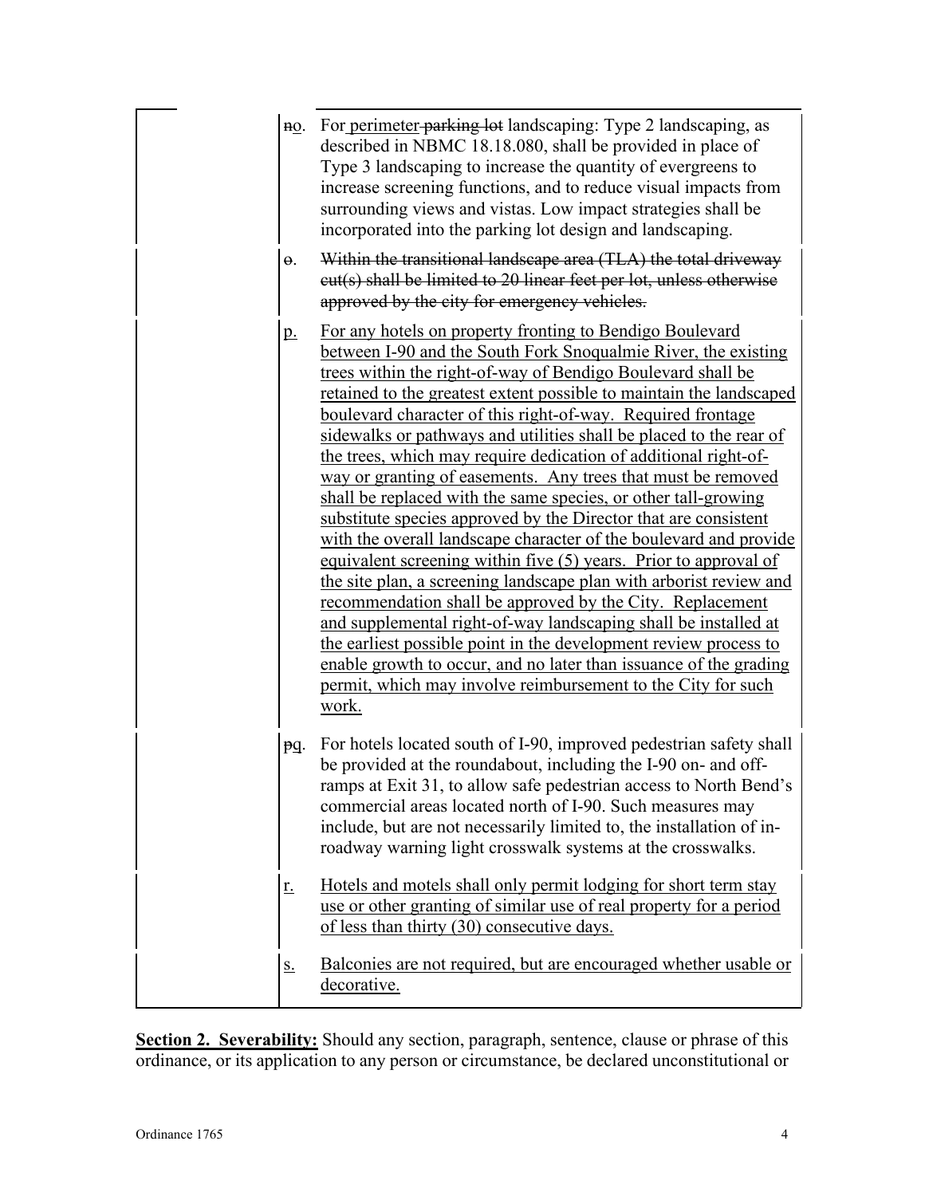| | |
|---|---|
| ~~n~~<u>o</u>. | For<u> perimeter</u>~~ parking lot~~ landscaping: Type 2 landscaping, as described in NBMC 18.18.080, shall be provided in place of Type 3 landscaping to increase the quantity of evergreens to increase screening functions, and to reduce visual impacts from surrounding views and vistas. Low impact strategies shall be incorporated into the parking lot design and landscaping. |
| ~~o.~~ | ~~Within the transitional landscape area (TLA) the total driveway cut(s) shall be limited to 20 linear feet per lot, unless otherwise approved by the city for emergency vehicles.~~ |
| <u>p.</u> | <u>For any hotels on property fronting to Bendigo Boulevard between I-90 and the South Fork Snoqualmie River, the existing trees within the right-of-way of Bendigo Boulevard shall be retained to the greatest extent possible to maintain the landscaped boulevard character of this right-of-way. Required frontage sidewalks or pathways and utilities shall be placed to the rear of the trees, which may require dedication of additional right-of-way or granting of easements. Any trees that must be removed shall be replaced with the same species, or other tall-growing substitute species approved by the Director that are consistent with the overall landscape character of the boulevard and provide equivalent screening within five (5) years. Prior to approval of the site plan, a screening landscape plan with arborist review and recommendation shall be approved by the City. Replacement and supplemental right-of-way landscaping shall be installed at the earliest possible point in the development review process to enable growth to occur, and no later than issuance of the grading permit, which may involve reimbursement to the City for such work.</u> |
| ~~p~~<u>q</u>. | For hotels located south of I-90, improved pedestrian safety shall be provided at the roundabout, including the I-90 on- and off-ramps at Exit 31, to allow safe pedestrian access to North Bend's commercial areas located north of I-90. Such measures may include, but are not necessarily limited to, the installation of in-roadway warning light crosswalk systems at the crosswalks. |
| <u>r.</u> | <u>Hotels and motels shall only permit lodging for short term stay use or other granting of similar use of real property for a period of less than thirty (30) consecutive days.</u> |
| <u>s.</u> | <u>Balconies are not required, but are encouraged whether usable or decorative.</u> |

**<u>Section 2. Severability:</u>** Should any section, paragraph, sentence, clause or phrase of this ordinance, or its application to any person or circumstance, be declared unconstitutional or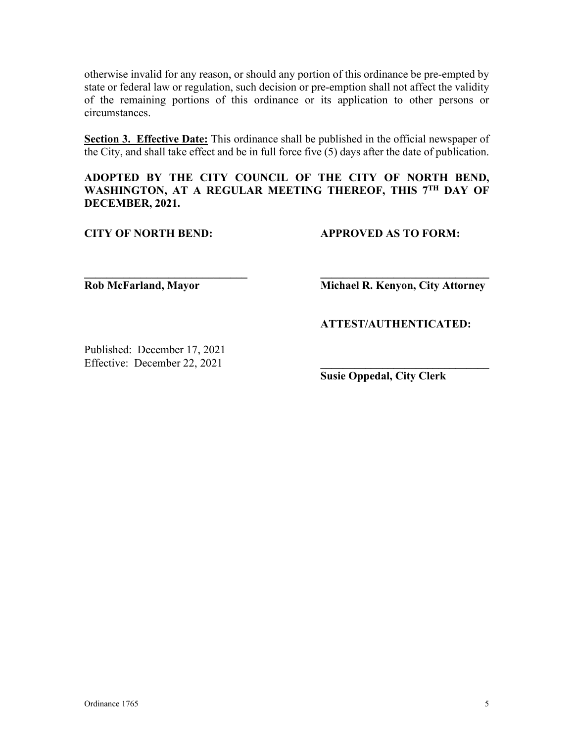otherwise invalid for any reason, or should any portion of this ordinance be pre-empted by state or federal law or regulation, such decision or pre-emption shall not affect the validity of the remaining portions of this ordinance or its application to other persons or circumstances.

**Section 3. Effective Date:** This ordinance shall be published in the official newspaper of the City, and shall take effect and be in full force five (5) days after the date of publication.

**ADOPTED BY THE CITY COUNCIL OF THE CITY OF NORTH BEND, WASHINGTON, AT A REGULAR MEETING THEREOF, THIS 7TH DAY OF DECEMBER, 2021.**

**CITY OF NORTH BEND:**

______________________________
**Rob McFarland, Mayor**

**APPROVED AS TO FORM:**

______________________________
**Michael R. Kenyon, City Attorney**

**ATTEST/AUTHENTICATED:**

______________________________
**Susie Oppedal, City Clerk**

Published: December 17, 2021
Effective: December 22, 2021